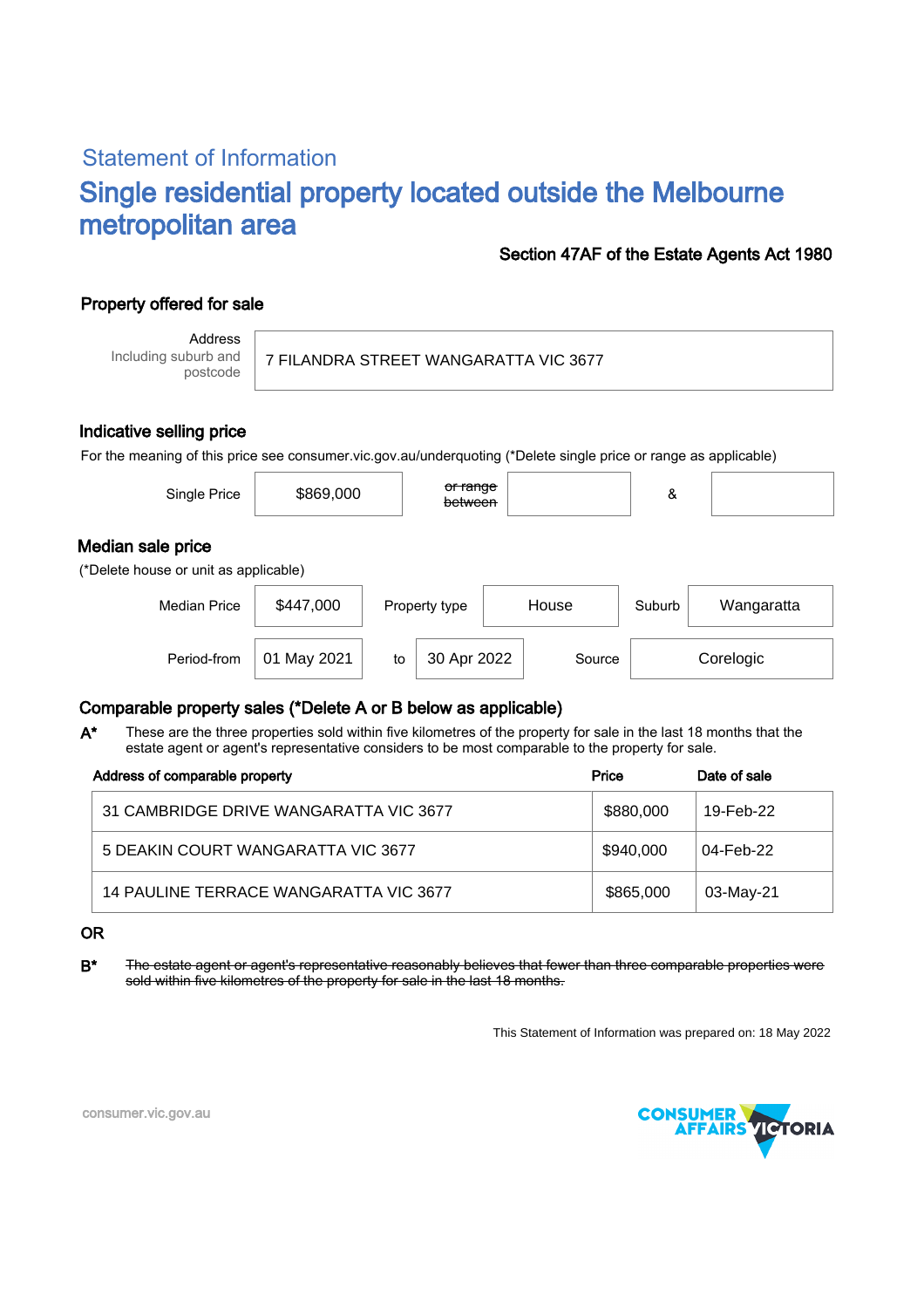# Statement of Information

## Single residential property located outside the Melbourne metropolitan area

**Section 47AF of the Estate Agents Act 1980**

### Property offered for sale

| Address Including suburb and postcode | 7 FILANDRA STREET WANGARATTA VIC 3677 |
|---|---|

### Indicative selling price

For the meaning of this price see consumer.vic.gov.au/underquoting (*Delete single price or range as applicable)

| Single Price | $869,000 | ~~or range between~~ | | & | |
|---|---|---|---|---|---|

### Median sale price

(*Delete house or unit as applicable)

| Median Price | $447,000 | Property type | House | Suburb | Wangaratta |
|---|---|---|---|---|---|
| Period-from | 01 May 2021 | to | 30 Apr 2022 | Source | Corelogic |

### Comparable property sales (*Delete A or B below as applicable)

**A*** These are the three properties sold within five kilometres of the property for sale in the last 18 months that the estate agent or agent's representative considers to be most comparable to the property for sale.

| Address of comparable property | Price | Date of sale |
|---|---|---|
| 31 CAMBRIDGE DRIVE WANGARATTA VIC 3677 | $880,000 | 19-Feb-22 |
| 5 DEAKIN COURT WANGARATTA VIC 3677 | $940,000 | 04-Feb-22 |
| 14 PAULINE TERRACE WANGARATTA VIC 3677 | $865,000 | 03-May-21 |

OR

**B*** ~~The estate agent or agent's representative reasonably believes that fewer than three comparable properties were sold within five kilometres of the property for sale in the last 18 months.~~

This Statement of Information was prepared on: 18 May 2022

consumer.vic.gov.au

CONSUMER AFFAIRS VICTORIA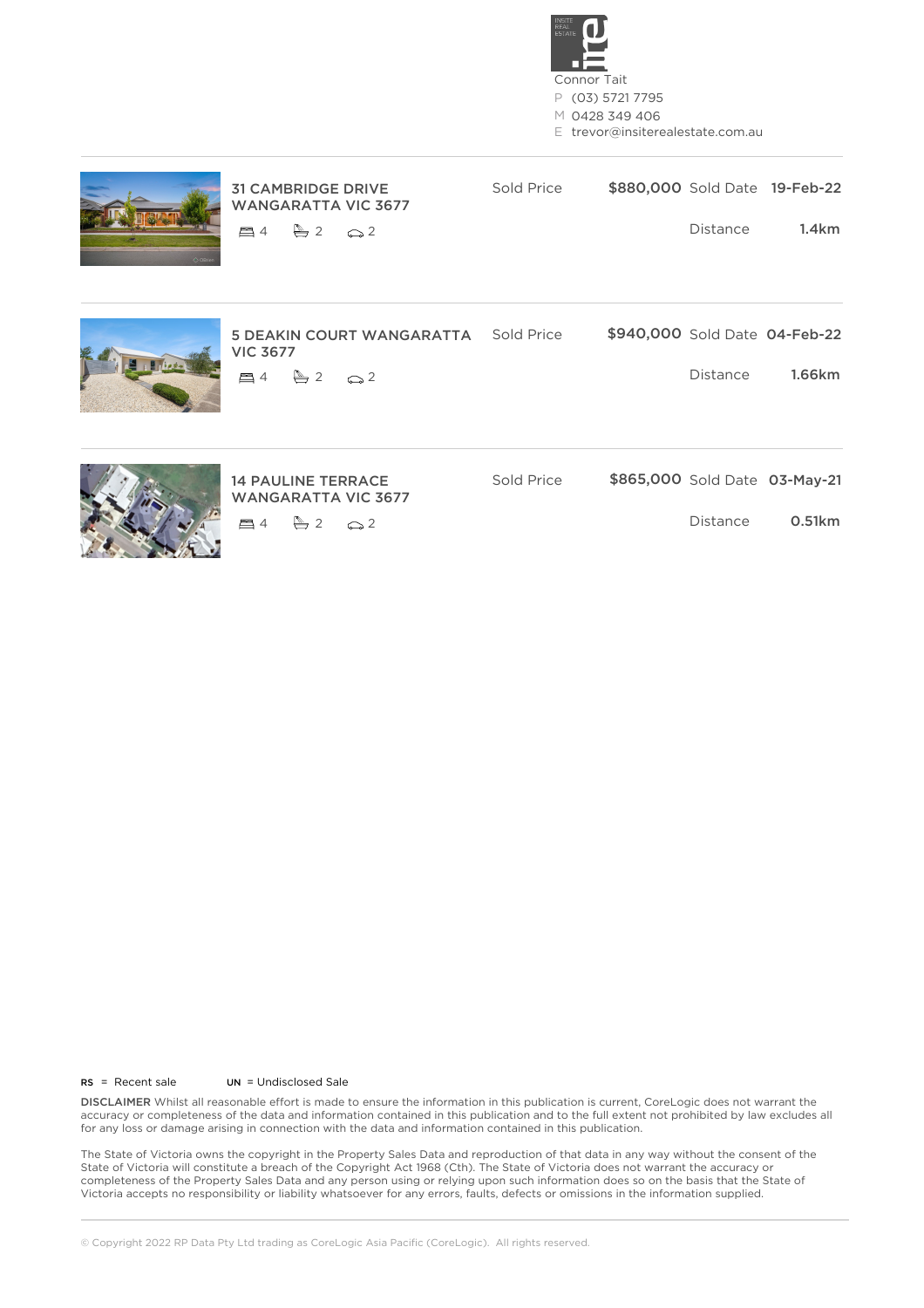Connor Tait
P (03) 5721 7795
M 0428 349 406
E trevor@insiterealestate.com.au

**31 CAMBRIDGE DRIVE WANGARATTA VIC 3677**
4 2 2

Sold Price $880,000 Sold Date 19-Feb-22
Distance 1.4km

**5 DEAKIN COURT WANGARATTA VIC 3677**
4 2 2

Sold Price $940,000 Sold Date 04-Feb-22
Distance 1.66km

**14 PAULINE TERRACE WANGARATTA VIC 3677**
4 2 2

Sold Price $865,000 Sold Date 03-May-21
Distance 0.51km

**RS** = Recent sale **UN** = Undisclosed Sale

**DISCLAIMER** Whilst all reasonable effort is made to ensure the information in this publication is current, CoreLogic does not warrant the accuracy or completeness of the data and information contained in this publication and to the full extent not prohibited by law excludes all for any loss or damage arising in connection with the data and information contained in this publication.

The State of Victoria owns the copyright in the Property Sales Data and reproduction of that data in any way without the consent of the State of Victoria will constitute a breach of the Copyright Act 1968 (Cth). The State of Victoria does not warrant the accuracy or completeness of the Property Sales Data and any person using or relying upon such information does so on the basis that the State of Victoria accepts no responsibility or liability whatsoever for any errors, faults, defects or omissions in the information supplied.

© Copyright 2022 RP Data Pty Ltd trading as CoreLogic Asia Pacific (CoreLogic). All rights reserved.